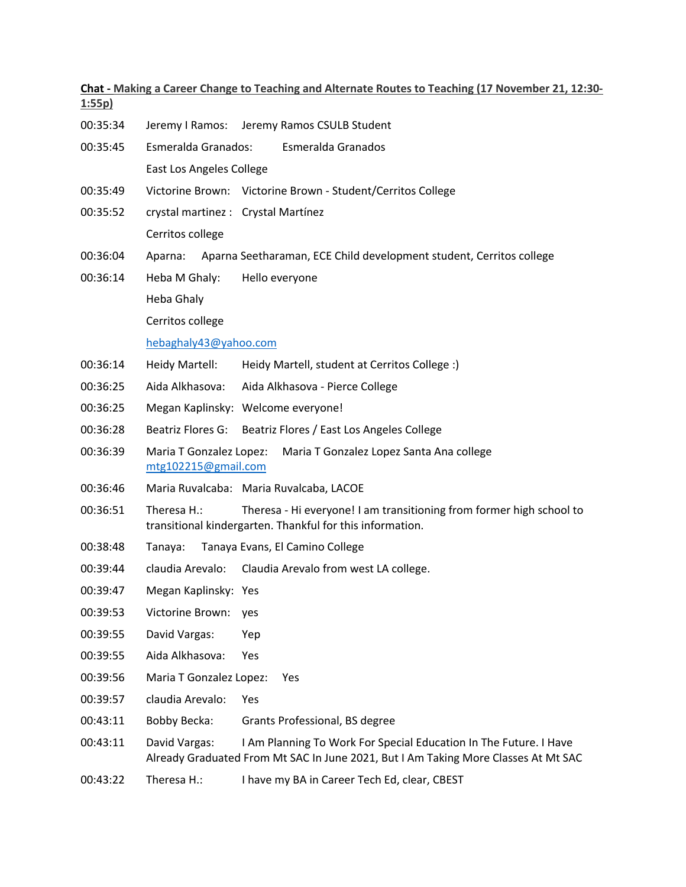**Chat - Making a Career Change to Teaching and Alternate Routes to Teaching (17 November 21, 12:30-1:55p)**

00:35:34 Jeremy I Ramos: Jeremy Ramos CSULB Student

00:35:45 Esmeralda Granados: Esmeralda Granados
East Los Angeles College

00:35:49 Victorine Brown: Victorine Brown - Student/Cerritos College

00:35:52 crystal martinez : Crystal Martínez
Cerritos college

00:36:04 Aparna: Aparna Seetharaman, ECE Child development student, Cerritos college

00:36:14 Heba M Ghaly: Hello everyone
Heba Ghaly
Cerritos college
hebaghaly43@yahoo.com

00:36:14 Heidy Martell: Heidy Martell, student at Cerritos College :)

00:36:25 Aida Alkhasova: Aida Alkhasova - Pierce College

00:36:25 Megan Kaplinsky: Welcome everyone!

00:36:28 Beatriz Flores G: Beatriz Flores / East Los Angeles College

00:36:39 Maria T Gonzalez Lopez: Maria T Gonzalez Lopez Santa Ana college mtg102215@gmail.com

00:36:46 Maria Ruvalcaba: Maria Ruvalcaba, LACOE

00:36:51 Theresa H.: Theresa - Hi everyone! I am transitioning from former high school to transitional kindergarten. Thankful for this information.

00:38:48 Tanaya: Tanaya Evans, El Camino College

00:39:44 claudia Arevalo: Claudia Arevalo from west LA college.

00:39:47 Megan Kaplinsky: Yes

00:39:53 Victorine Brown: yes

00:39:55 David Vargas: Yep

00:39:55 Aida Alkhasova: Yes

00:39:56 Maria T Gonzalez Lopez: Yes

00:39:57 claudia Arevalo: Yes

00:43:11 Bobby Becka: Grants Professional, BS degree

00:43:11 David Vargas: I Am Planning To Work For Special Education In The Future. I Have Already Graduated From Mt SAC In June 2021, But I Am Taking More Classes At Mt SAC

00:43:22 Theresa H.: I have my BA in Career Tech Ed, clear, CBEST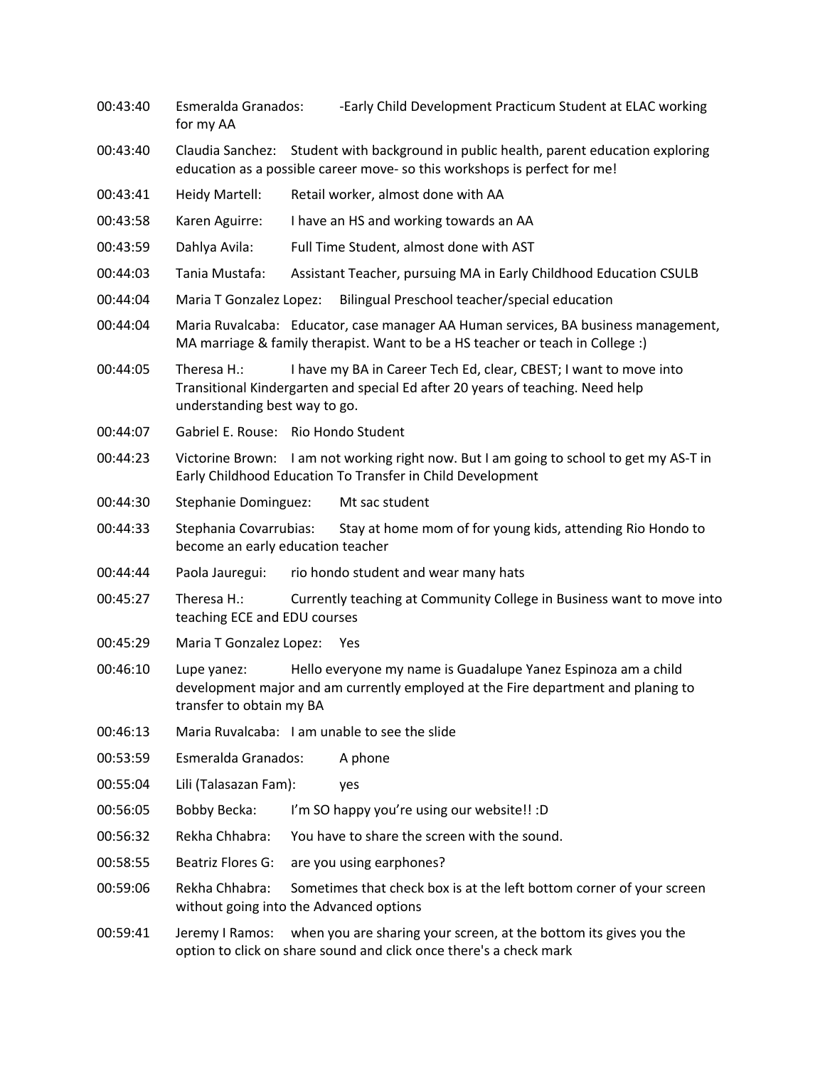00:43:40	Esmeralda Granados:	-Early Child Development Practicum Student at ELAC working for my AA

00:43:40	Claudia Sanchez:	Student with background in public health, parent education exploring education as a possible career move- so this workshops is perfect for me!

00:43:41	Heidy Martell:	Retail worker, almost done with AA

00:43:58	Karen Aguirre:	I have an HS and working towards an AA

00:43:59	Dahlya Avila:	Full Time Student, almost done with AST

00:44:03	Tania Mustafa:	Assistant Teacher, pursuing MA in Early Childhood Education CSULB

00:44:04	Maria T Gonzalez Lopez:	Bilingual Preschool teacher/special education

00:44:04	Maria Ruvalcaba:	Educator, case manager AA Human services, BA business management, MA marriage & family therapist. Want to be a HS teacher or teach in College :)

00:44:05	Theresa H.:	I have my BA in Career Tech Ed, clear, CBEST; I want to move into Transitional Kindergarten and special Ed after 20 years of teaching. Need help understanding best way to go.

00:44:07	Gabriel E. Rouse:	Rio Hondo Student

00:44:23	Victorine Brown:	I am not working right now. But I am going to school to get my AS-T in Early Childhood Education To Transfer in Child Development

00:44:30	Stephanie Dominguez:	Mt sac student

00:44:33	Stephania Covarrubias:	Stay at home mom of for young kids, attending Rio Hondo to become an early education teacher

00:44:44	Paola Jauregui:	rio hondo student and wear many hats

00:45:27	Theresa H.:	Currently teaching at Community College in Business want to move into teaching ECE and EDU courses

00:45:29	Maria T Gonzalez Lopez:	Yes

00:46:10	Lupe yanez:	Hello everyone my name is Guadalupe Yanez Espinoza am a child development major and am currently employed at the Fire department and planing to transfer to obtain my BA

00:46:13	Maria Ruvalcaba:	I am unable to see the slide

00:53:59	Esmeralda Granados:	A phone

00:55:04	Lili (Talasazan Fam):	yes

00:56:05	Bobby Becka:	I'm SO happy you're using our website!! :D

00:56:32	Rekha Chhabra:	You have to share the screen with the sound.

00:58:55	Beatriz Flores G:	are you using earphones?

00:59:06	Rekha Chhabra:	Sometimes that check box is at the left bottom corner of your screen without going into the Advanced options

00:59:41	Jeremy I Ramos:	when you are sharing your screen, at the bottom its gives you the option to click on share sound and click once there's a check mark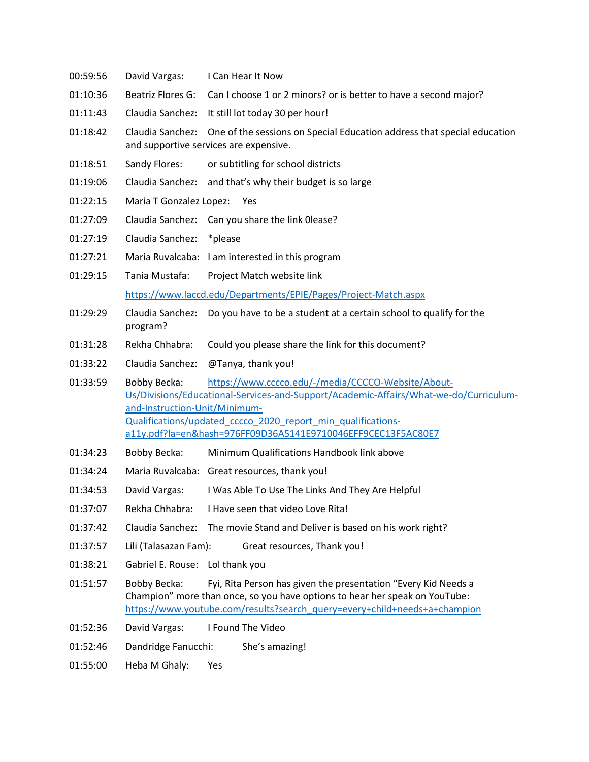00:59:56 David Vargas: I Can Hear It Now

01:10:36 Beatriz Flores G: Can I choose 1 or 2 minors? or is better to have a second major?

01:11:43 Claudia Sanchez: It still lot today 30 per hour!

01:18:42 Claudia Sanchez: One of the sessions on Special Education address that special education and supportive services are expensive.

01:18:51 Sandy Flores: or subtitling for school districts

01:19:06 Claudia Sanchez: and that's why their budget is so large

01:22:15 Maria T Gonzalez Lopez: Yes

01:27:09 Claudia Sanchez: Can you share the link 0lease?

01:27:19 Claudia Sanchez: *please

01:27:21 Maria Ruvalcaba: I am interested in this program

01:29:15 Tania Mustafa: Project Match website link https://www.laccd.edu/Departments/EPIE/Pages/Project-Match.aspx

01:29:29 Claudia Sanchez: Do you have to be a student at a certain school to qualify for the program?

01:31:28 Rekha Chhabra: Could you please share the link for this document?

01:33:22 Claudia Sanchez: @Tanya, thank you!

01:33:59 Bobby Becka: https://www.cccco.edu/-/media/CCCCO-Website/About-Us/Divisions/Educational-Services-and-Support/Academic-Affairs/What-we-do/Curriculum-and-Instruction-Unit/Minimum-Qualifications/updated_cccco_2020_report_min_qualifications-a11y.pdf?la=en&hash=976FF09D36A5141E9710046EFF9CEC13F5AC80E7

01:34:23 Bobby Becka: Minimum Qualifications Handbook link above

01:34:24 Maria Ruvalcaba: Great resources, thank you!

01:34:53 David Vargas: I Was Able To Use The Links And They Are Helpful

01:37:07 Rekha Chhabra: I Have seen that video Love Rita!

01:37:42 Claudia Sanchez: The movie Stand and Deliver is based on his work right?

01:37:57 Lili (Talasazan Fam): Great resources, Thank you!

01:38:21 Gabriel E. Rouse: Lol thank you

01:51:57 Bobby Becka: Fyi, Rita Person has given the presentation "Every Kid Needs a Champion" more than once, so you have options to hear her speak on YouTube: https://www.youtube.com/results?search_query=every+child+needs+a+champion

01:52:36 David Vargas: I Found The Video

01:52:46 Dandridge Fanucchi: She's amazing!

01:55:00 Heba M Ghaly: Yes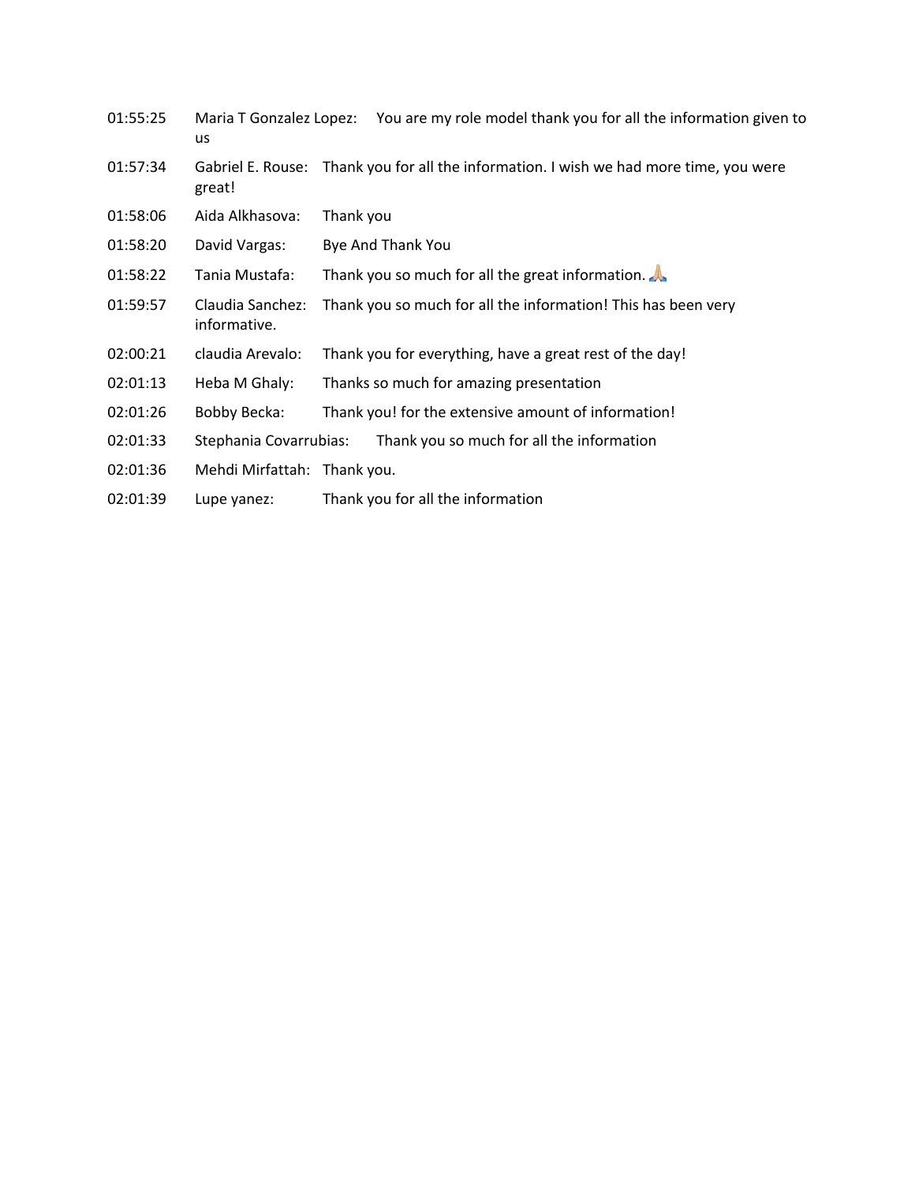01:55:25 Maria T Gonzalez Lopez: You are my role model thank you for all the information given to us

01:57:34 Gabriel E. Rouse: Thank you for all the information. I wish we had more time, you were great!

01:58:06 Aida Alkhasova: Thank you

01:58:20 David Vargas: Bye And Thank You

01:58:22 Tania Mustafa: Thank you so much for all the great information. 🙏🏼

01:59:57 Claudia Sanchez: Thank you so much for all the information! This has been very informative.

02:00:21 claudia Arevalo: Thank you for everything, have a great rest of the day!

02:01:13 Heba M Ghaly: Thanks so much for amazing presentation

02:01:26 Bobby Becka: Thank you! for the extensive amount of information!

02:01:33 Stephania Covarrubias: Thank you so much for all the information

02:01:36 Mehdi Mirfattah: Thank you.

02:01:39 Lupe yanez: Thank you for all the information